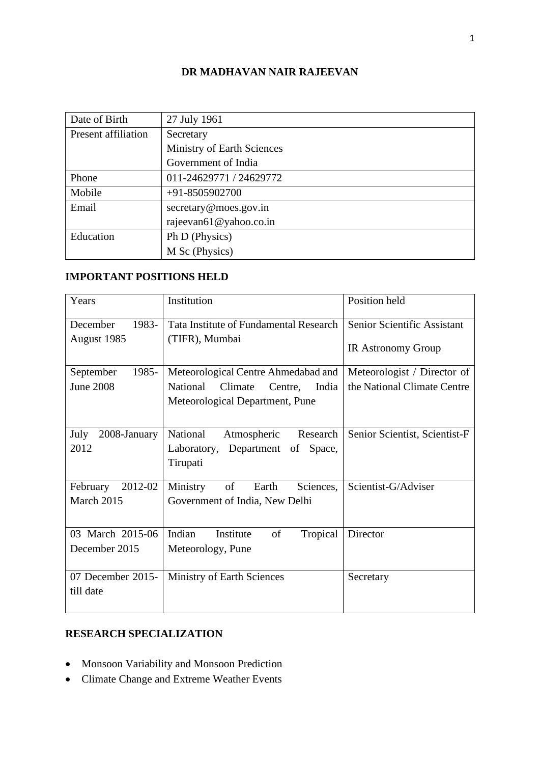# DR MADHAVAN NAIR RAJEEVAN

| | |
|---|---|
| Date of Birth | 27 July 1961 |
| Present affiliation | Secretary<br>Ministry of Earth Sciences<br>Government of India |
| Phone | 011-24629771 / 24629772 |
| Mobile | +91-8505902700 |
| Email | secretary@moes.gov.in<br>rajeevan61@yahoo.co.in |
| Education | Ph D (Physics)<br>M Sc (Physics) |

## IMPORTANT POSITIONS HELD

| Years | Institution | Position held |
|---|---|---|
| December 1983-August 1985 | Tata Institute of Fundamental Research (TIFR), Mumbai | Senior Scientific Assistant<br>IR Astronomy Group |
| September 1985-June 2008 | Meteorological Centre Ahmedabad and National Climate Centre, India Meteorological Department, Pune | Meteorologist / Director of the National Climate Centre |
| July 2008-January 2012 | National Atmospheric Research Laboratory, Department of Space, Tirupati | Senior Scientist, Scientist-F |
| February 2012-02 March 2015 | Ministry of Earth Sciences, Government of India, New Delhi | Scientist-G/Adviser |
| 03 March 2015-06 December 2015 | Indian Institute of Tropical Meteorology, Pune | Director |
| 07 December 2015-till date | Ministry of Earth Sciences | Secretary |

## RESEARCH SPECIALIZATION

- Monsoon Variability and Monsoon Prediction
- Climate Change and Extreme Weather Events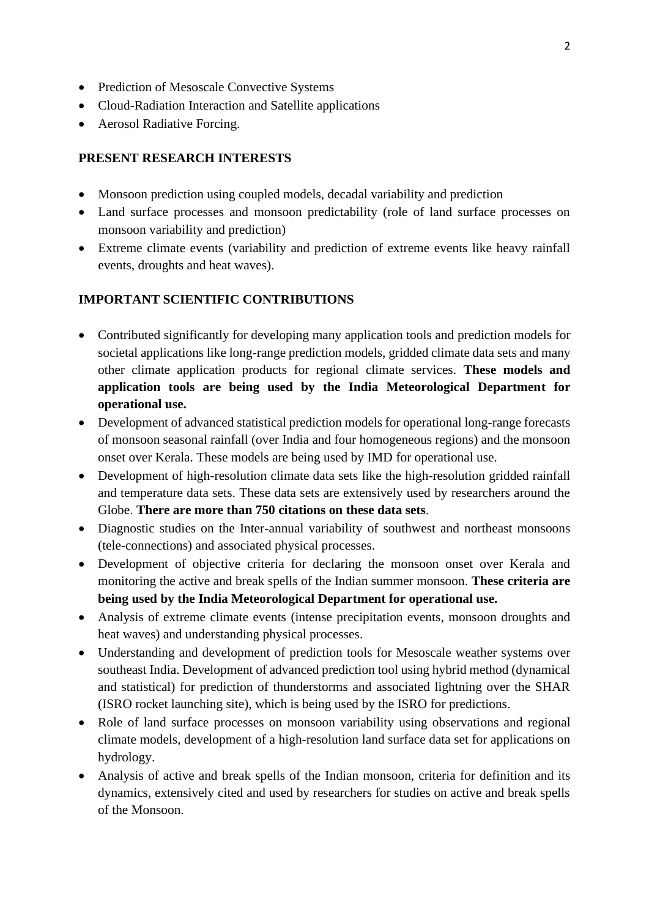- Prediction of Mesoscale Convective Systems
- Cloud-Radiation Interaction and Satellite applications
- Aerosol Radiative Forcing.

**PRESENT RESEARCH INTERESTS**

- Monsoon prediction using coupled models, decadal variability and prediction
- Land surface processes and monsoon predictability (role of land surface processes on monsoon variability and prediction)
- Extreme climate events (variability and prediction of extreme events like heavy rainfall events, droughts and heat waves).

**IMPORTANT SCIENTIFIC CONTRIBUTIONS**

- Contributed significantly for developing many application tools and prediction models for societal applications like long-range prediction models, gridded climate data sets and many other climate application products for regional climate services. **These models and application tools are being used by the India Meteorological Department for operational use.**
- Development of advanced statistical prediction models for operational long-range forecasts of monsoon seasonal rainfall (over India and four homogeneous regions) and the monsoon onset over Kerala. These models are being used by IMD for operational use.
- Development of high-resolution climate data sets like the high-resolution gridded rainfall and temperature data sets. These data sets are extensively used by researchers around the Globe. **There are more than 750 citations on these data sets**.
- Diagnostic studies on the Inter-annual variability of southwest and northeast monsoons (tele-connections) and associated physical processes.
- Development of objective criteria for declaring the monsoon onset over Kerala and monitoring the active and break spells of the Indian summer monsoon. **These criteria are being used by the India Meteorological Department for operational use.**
- Analysis of extreme climate events (intense precipitation events, monsoon droughts and heat waves) and understanding physical processes.
- Understanding and development of prediction tools for Mesoscale weather systems over southeast India. Development of advanced prediction tool using hybrid method (dynamical and statistical) for prediction of thunderstorms and associated lightning over the SHAR (ISRO rocket launching site), which is being used by the ISRO for predictions.
- Role of land surface processes on monsoon variability using observations and regional climate models, development of a high-resolution land surface data set for applications on hydrology.
- Analysis of active and break spells of the Indian monsoon, criteria for definition and its dynamics, extensively cited and used by researchers for studies on active and break spells of the Monsoon.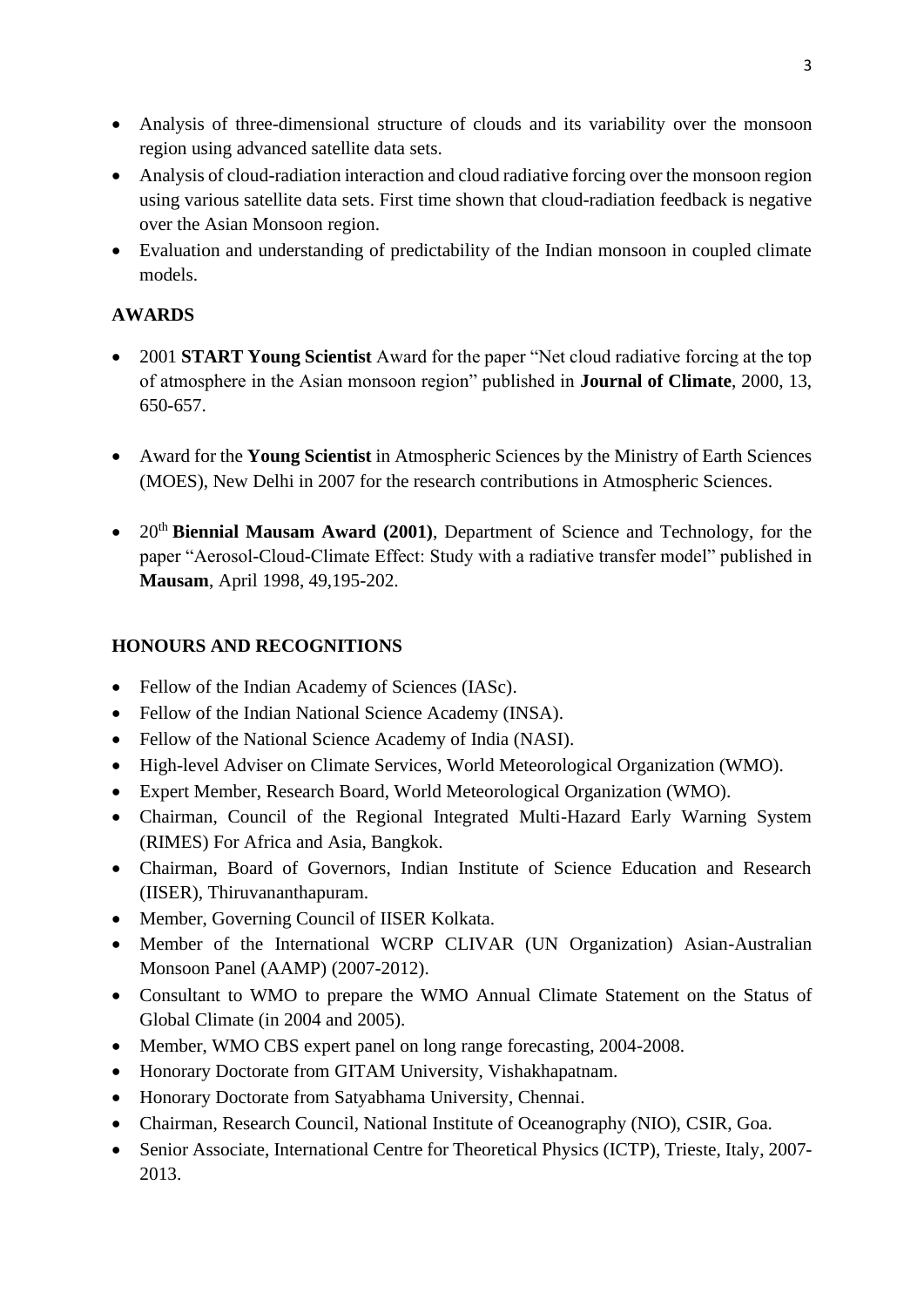- Analysis of three-dimensional structure of clouds and its variability over the monsoon region using advanced satellite data sets.
- Analysis of cloud-radiation interaction and cloud radiative forcing over the monsoon region using various satellite data sets. First time shown that cloud-radiation feedback is negative over the Asian Monsoon region.
- Evaluation and understanding of predictability of the Indian monsoon in coupled climate models.

## AWARDS

- 2001 **START Young Scientist** Award for the paper "Net cloud radiative forcing at the top of atmosphere in the Asian monsoon region" published in **Journal of Climate**, 2000, 13, 650-657.

- Award for the **Young Scientist** in Atmospheric Sciences by the Ministry of Earth Sciences (MOES), New Delhi in 2007 for the research contributions in Atmospheric Sciences.

- 20th **Biennial Mausam Award (2001)**, Department of Science and Technology, for the paper "Aerosol-Cloud-Climate Effect: Study with a radiative transfer model" published in **Mausam**, April 1998, 49,195-202.

## HONOURS AND RECOGNITIONS

- Fellow of the Indian Academy of Sciences (IASc).
- Fellow of the Indian National Science Academy (INSA).
- Fellow of the National Science Academy of India (NASI).
- High-level Adviser on Climate Services, World Meteorological Organization (WMO).
- Expert Member, Research Board, World Meteorological Organization (WMO).
- Chairman, Council of the Regional Integrated Multi-Hazard Early Warning System (RIMES) For Africa and Asia, Bangkok.
- Chairman, Board of Governors, Indian Institute of Science Education and Research (IISER), Thiruvananthapuram.
- Member, Governing Council of IISER Kolkata.
- Member of the International WCRP CLIVAR (UN Organization) Asian-Australian Monsoon Panel (AAMP) (2007-2012).
- Consultant to WMO to prepare the WMO Annual Climate Statement on the Status of Global Climate (in 2004 and 2005).
- Member, WMO CBS expert panel on long range forecasting, 2004-2008.
- Honorary Doctorate from GITAM University, Vishakhapatnam.
- Honorary Doctorate from Satyabhama University, Chennai.
- Chairman, Research Council, National Institute of Oceanography (NIO), CSIR, Goa.
- Senior Associate, International Centre for Theoretical Physics (ICTP), Trieste, Italy, 2007-2013.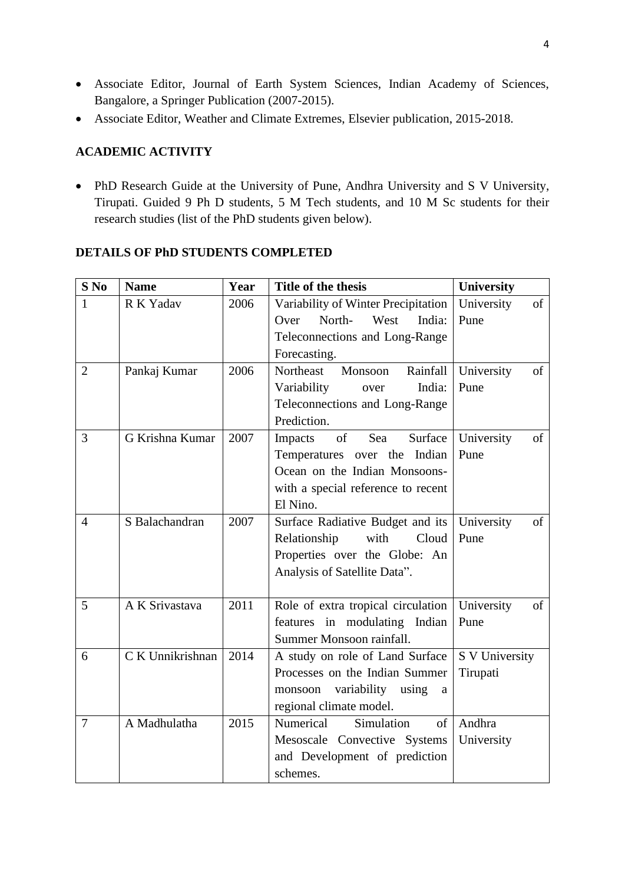- Associate Editor, Journal of Earth System Sciences, Indian Academy of Sciences, Bangalore, a Springer Publication (2007-2015).
- Associate Editor, Weather and Climate Extremes, Elsevier publication, 2015-2018.

## ACADEMIC ACTIVITY

- PhD Research Guide at the University of Pune, Andhra University and S V University, Tirupati. Guided 9 Ph D students, 5 M Tech students, and 10 M Sc students for their research studies (list of the PhD students given below).

## DETAILS OF PhD STUDENTS COMPLETED

| S No | Name | Year | Title of the thesis | University |
|---|---|---|---|---|
| 1 | R K Yadav | 2006 | Variability of Winter Precipitation Over North- West India: Teleconnections and Long-Range Forecasting. | University of Pune |
| 2 | Pankaj Kumar | 2006 | Northeast Monsoon Rainfall Variability over India: Teleconnections and Long-Range Prediction. | University of Pune |
| 3 | G Krishna Kumar | 2007 | Impacts of Sea Surface Temperatures over the Indian Ocean on the Indian Monsoons- with a special reference to recent El Nino. | University of Pune |
| 4 | S Balachandran | 2007 | Surface Radiative Budget and its Relationship with Cloud Properties over the Globe: An Analysis of Satellite Data". | University of Pune |
| 5 | A K Srivastava | 2011 | Role of extra tropical circulation features in modulating Indian Summer Monsoon rainfall. | University of Pune |
| 6 | C K Unnikrishnan | 2014 | A study on role of Land Surface Processes on the Indian Summer monsoon variability using a regional climate model. | S V University Tirupati |
| 7 | A Madhulatha | 2015 | Numerical Simulation of Mesoscale Convective Systems and Development of prediction schemes. | Andhra University |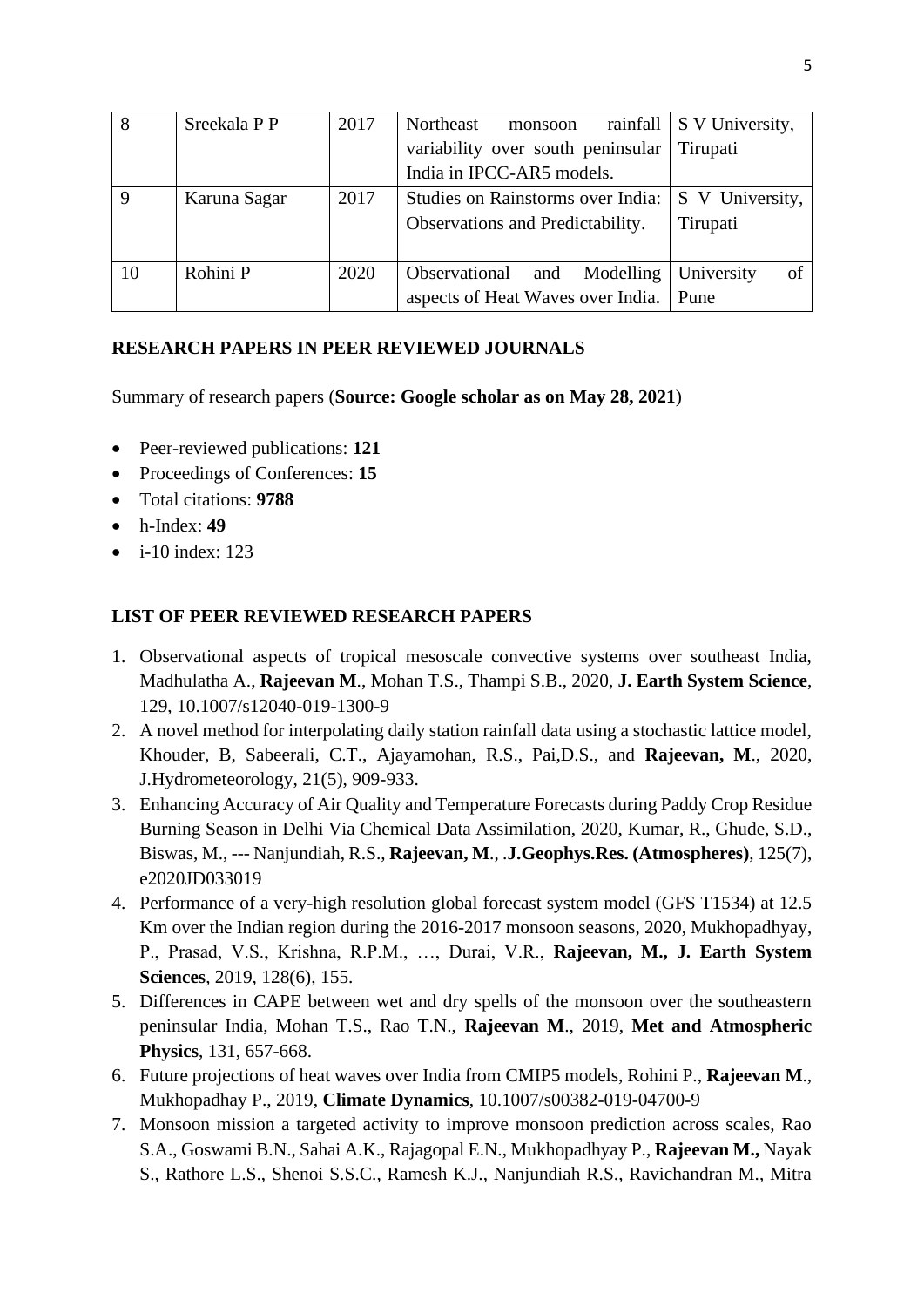| 8 | Sreekala P P | 2017 | Northeast monsoon rainfall variability over south peninsular India in IPCC-AR5 models. | S V University, Tirupati |
|---|---|---|---|---|
| 9 | Karuna Sagar | 2017 | Studies on Rainstorms over India: Observations and Predictability. | S V University, Tirupati |
| 10 | Rohini P | 2020 | Observational and Modelling aspects of Heat Waves over India. | University of Pune |

## RESEARCH PAPERS IN PEER REVIEWED JOURNALS

Summary of research papers (**Source: Google scholar as on May 28, 2021**)

- Peer-reviewed publications: **121**
- Proceedings of Conferences: **15**
- Total citations: **9788**
- h-Index: **49**
- i-10 index: 123

## LIST OF PEER REVIEWED RESEARCH PAPERS

1. Observational aspects of tropical mesoscale convective systems over southeast India, Madhulatha A., **Rajeevan M**., Mohan T.S., Thampi S.B., 2020, **J. Earth System Science**, 129, 10.1007/s12040-019-1300-9
2. A novel method for interpolating daily station rainfall data using a stochastic lattice model, Khouder, B, Sabeerali, C.T., Ajayamohan, R.S., Pai,D.S., and **Rajeevan, M**., 2020, J.Hydrometeorology, 21(5), 909-933.
3. Enhancing Accuracy of Air Quality and Temperature Forecasts during Paddy Crop Residue Burning Season in Delhi Via Chemical Data Assimilation, 2020, Kumar, R., Ghude, S.D., Biswas, M., --- Nanjundiah, R.S., **Rajeevan, M**., .**J.Geophys.Res. (Atmospheres)**, 125(7), e2020JD033019
4. Performance of a very-high resolution global forecast system model (GFS T1534) at 12.5 Km over the Indian region during the 2016-2017 monsoon seasons, 2020, Mukhopadhyay, P., Prasad, V.S., Krishna, R.P.M., …, Durai, V.R., **Rajeevan, M., J. Earth System Sciences**, 2019, 128(6), 155.
5. Differences in CAPE between wet and dry spells of the monsoon over the southeastern peninsular India, Mohan T.S., Rao T.N., **Rajeevan M**., 2019, **Met and Atmospheric Physics**, 131, 657-668.
6. Future projections of heat waves over India from CMIP5 models, Rohini P., **Rajeevan M**., Mukhopadhay P., 2019, **Climate Dynamics**, 10.1007/s00382-019-04700-9
7. Monsoon mission a targeted activity to improve monsoon prediction across scales, Rao S.A., Goswami B.N., Sahai A.K., Rajagopal E.N., Mukhopadhyay P., **Rajeevan M.,** Nayak S., Rathore L.S., Shenoi S.S.C., Ramesh K.J., Nanjundiah R.S., Ravichandran M., Mitra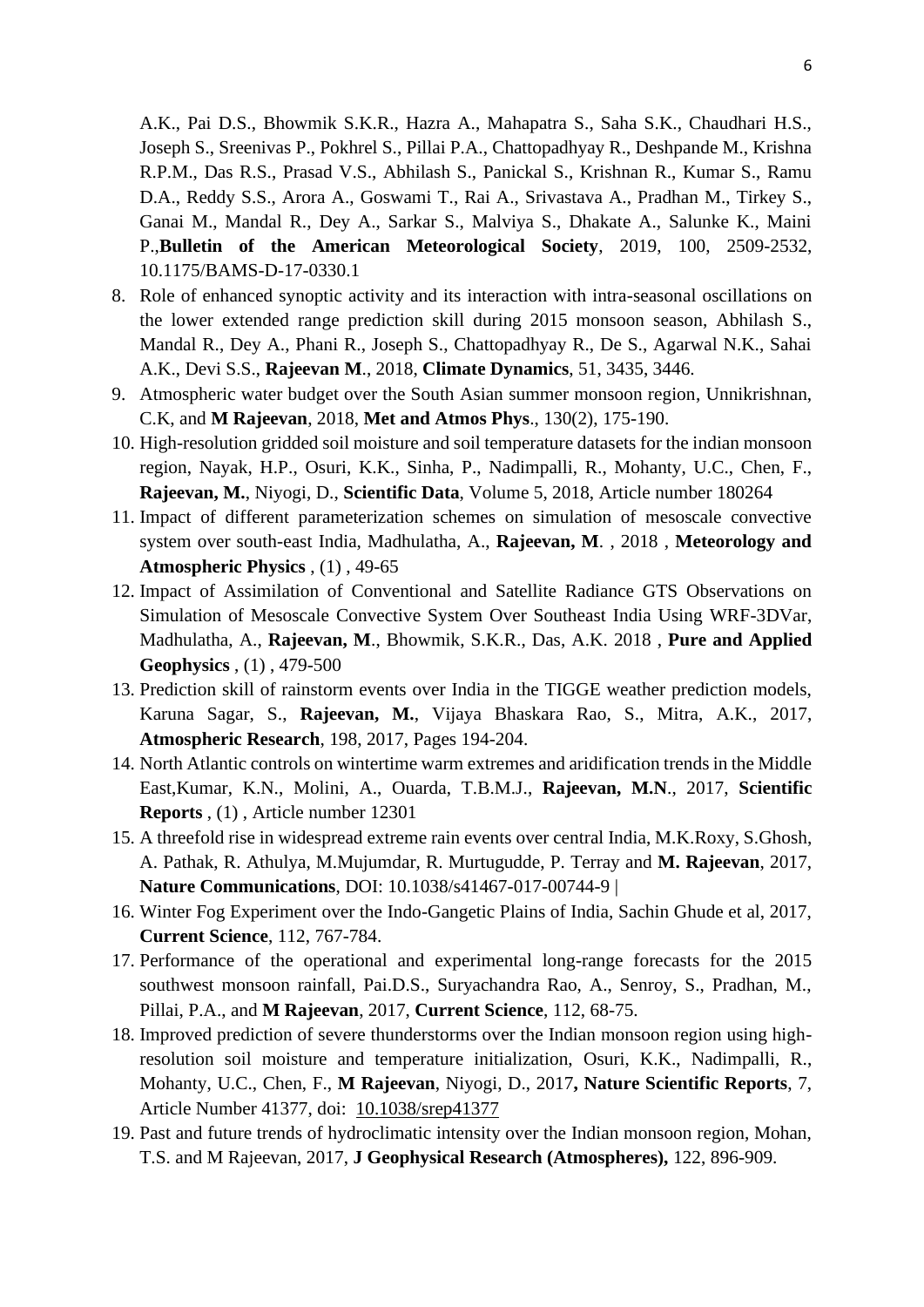A.K., Pai D.S., Bhowmik S.K.R., Hazra A., Mahapatra S., Saha S.K., Chaudhari H.S., Joseph S., Sreenivas P., Pokhrel S., Pillai P.A., Chattopadhyay R., Deshpande M., Krishna R.P.M., Das R.S., Prasad V.S., Abhilash S., Panickal S., Krishnan R., Kumar S., Ramu D.A., Reddy S.S., Arora A., Goswami T., Rai A., Srivastava A., Pradhan M., Tirkey S., Ganai M., Mandal R., Dey A., Sarkar S., Malviya S., Dhakate A., Salunke K., Maini P.,**Bulletin of the American Meteorological Society**, 2019, 100, 2509-2532, 10.1175/BAMS-D-17-0330.1

8. Role of enhanced synoptic activity and its interaction with intra-seasonal oscillations on the lower extended range prediction skill during 2015 monsoon season, Abhilash S., Mandal R., Dey A., Phani R., Joseph S., Chattopadhyay R., De S., Agarwal N.K., Sahai A.K., Devi S.S., **Rajeevan M**., 2018, **Climate Dynamics**, 51, 3435, 3446.
9. Atmospheric water budget over the South Asian summer monsoon region, Unnikrishnan, C.K, and **M Rajeevan**, 2018, **Met and Atmos Phys**., 130(2), 175-190.
10. High-resolution gridded soil moisture and soil temperature datasets for the indian monsoon region, Nayak, H.P., Osuri, K.K., Sinha, P., Nadimpalli, R., Mohanty, U.C., Chen, F., **Rajeevan, M.**, Niyogi, D., **Scientific Data**, Volume 5, 2018, Article number 180264
11. Impact of different parameterization schemes on simulation of mesoscale convective system over south-east India, Madhulatha, A., **Rajeevan, M**. , 2018 , **Meteorology and Atmospheric Physics** , (1) , 49-65
12. Impact of Assimilation of Conventional and Satellite Radiance GTS Observations on Simulation of Mesoscale Convective System Over Southeast India Using WRF-3DVar, Madhulatha, A., **Rajeevan, M**., Bhowmik, S.K.R., Das, A.K. 2018 , **Pure and Applied Geophysics** , (1) , 479-500
13. Prediction skill of rainstorm events over India in the TIGGE weather prediction models, Karuna Sagar, S., **Rajeevan, M.**, Vijaya Bhaskara Rao, S., Mitra, A.K., 2017, **Atmospheric Research**, 198, 2017, Pages 194-204.
14. North Atlantic controls on wintertime warm extremes and aridification trends in the Middle East,Kumar, K.N., Molini, A., Ouarda, T.B.M.J., **Rajeevan, M.N**., 2017, **Scientific Reports** , (1) , Article number 12301
15. A threefold rise in widespread extreme rain events over central India, M.K.Roxy, S.Ghosh, A. Pathak, R. Athulya, M.Mujumdar, R. Murtugudde, P. Terray and **M. Rajeevan**, 2017, **Nature Communications**, DOI: 10.1038/s41467-017-00744-9 |
16. Winter Fog Experiment over the Indo-Gangetic Plains of India, Sachin Ghude et al, 2017, **Current Science**, 112, 767-784.
17. Performance of the operational and experimental long-range forecasts for the 2015 southwest monsoon rainfall, Pai.D.S., Suryachandra Rao, A., Senroy, S., Pradhan, M., Pillai, P.A., and **M Rajeevan**, 2017, **Current Science**, 112, 68-75.
18. Improved prediction of severe thunderstorms over the Indian monsoon region using high-resolution soil moisture and temperature initialization, Osuri, K.K., Nadimpalli, R., Mohanty, U.C., Chen, F., **M Rajeevan**, Niyogi, D., 2017**, Nature Scientific Reports**, 7, Article Number 41377, doi: 10.1038/srep41377
19. Past and future trends of hydroclimatic intensity over the Indian monsoon region, Mohan, T.S. and M Rajeevan, 2017, **J Geophysical Research (Atmospheres),** 122, 896-909.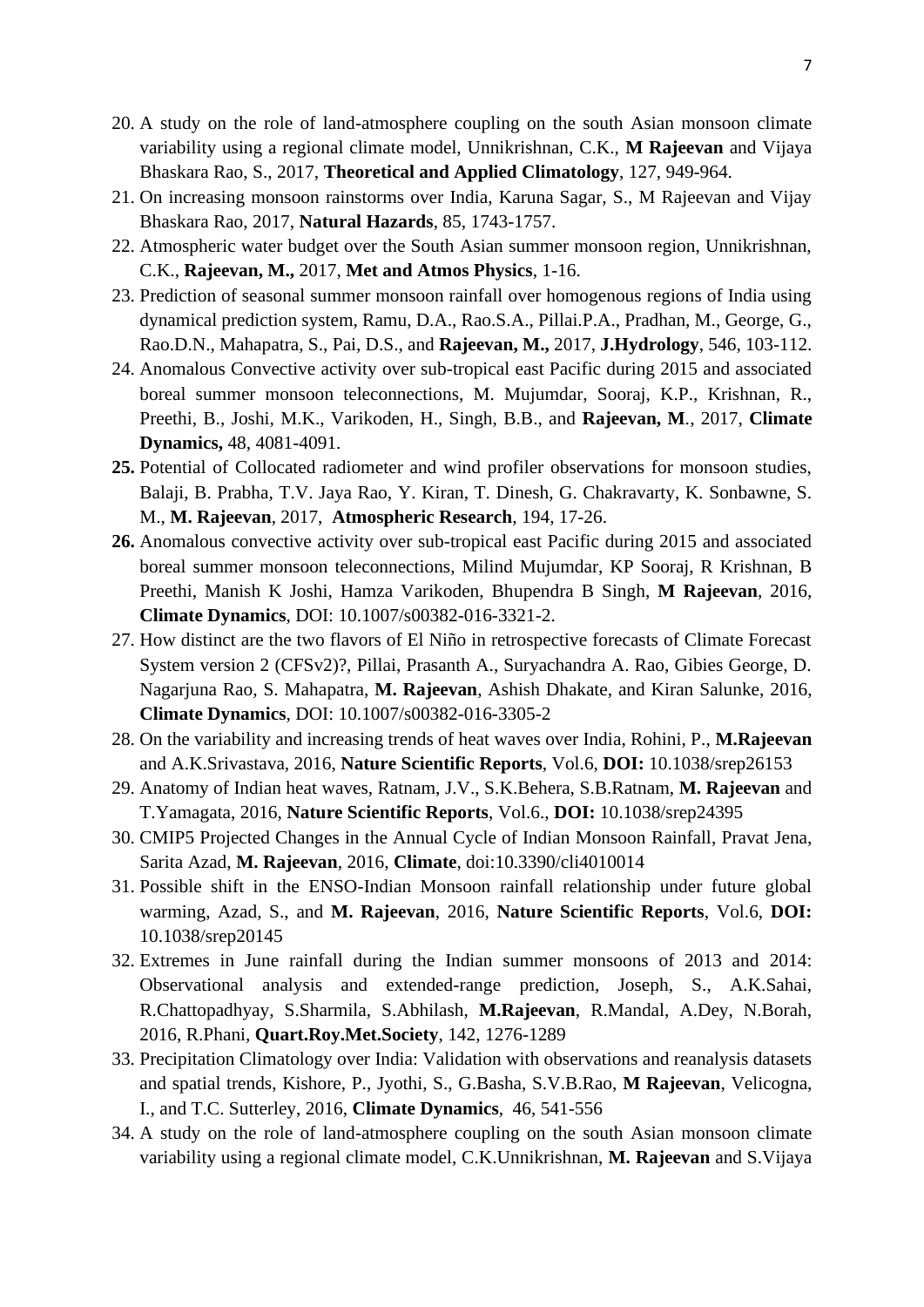20. A study on the role of land-atmosphere coupling on the south Asian monsoon climate variability using a regional climate model, Unnikrishnan, C.K., **M Rajeevan** and Vijaya Bhaskara Rao, S., 2017, **Theoretical and Applied Climatology**, 127, 949-964.
21. On increasing monsoon rainstorms over India, Karuna Sagar, S., M Rajeevan and Vijay Bhaskara Rao, 2017, **Natural Hazards**, 85, 1743-1757.
22. Atmospheric water budget over the South Asian summer monsoon region, Unnikrishnan, C.K., **Rajeevan, M.,** 2017, **Met and Atmos Physics**, 1-16.
23. Prediction of seasonal summer monsoon rainfall over homogenous regions of India using dynamical prediction system, Ramu, D.A., Rao.S.A., Pillai.P.A., Pradhan, M., George, G., Rao.D.N., Mahapatra, S., Pai, D.S., and **Rajeevan, M.,** 2017, **J.Hydrology**, 546, 103-112.
24. Anomalous Convective activity over sub-tropical east Pacific during 2015 and associated boreal summer monsoon teleconnections, M. Mujumdar, Sooraj, K.P., Krishnan, R., Preethi, B., Joshi, M.K., Varikoden, H., Singh, B.B., and **Rajeevan, M**., 2017, **Climate Dynamics,** 48, 4081-4091.
25. Potential of Collocated radiometer and wind profiler observations for monsoon studies, Balaji, B. Prabha, T.V. Jaya Rao, Y. Kiran, T. Dinesh, G. Chakravarty, K. Sonbawne, S. M., **M. Rajeevan**, 2017, **Atmospheric Research**, 194, 17-26.
26. Anomalous convective activity over sub-tropical east Pacific during 2015 and associated boreal summer monsoon teleconnections, Milind Mujumdar, KP Sooraj, R Krishnan, B Preethi, Manish K Joshi, Hamza Varikoden, Bhupendra B Singh, **M Rajeevan**, 2016, **Climate Dynamics**, DOI: 10.1007/s00382-016-3321-2.
27. How distinct are the two flavors of El Niño in retrospective forecasts of Climate Forecast System version 2 (CFSv2)?, Pillai, Prasanth A., Suryachandra A. Rao, Gibies George, D. Nagarjuna Rao, S. Mahapatra, **M. Rajeevan**, Ashish Dhakate, and Kiran Salunke, 2016, **Climate Dynamics**, DOI: 10.1007/s00382-016-3305-2
28. On the variability and increasing trends of heat waves over India, Rohini, P., **M.Rajeevan** and A.K.Srivastava, 2016, **Nature Scientific Reports**, Vol.6, **DOI:** 10.1038/srep26153
29. Anatomy of Indian heat waves, Ratnam, J.V., S.K.Behera, S.B.Ratnam, **M. Rajeevan** and T.Yamagata, 2016, **Nature Scientific Reports**, Vol.6., **DOI:** 10.1038/srep24395
30. CMIP5 Projected Changes in the Annual Cycle of Indian Monsoon Rainfall, Pravat Jena, Sarita Azad, **M. Rajeevan**, 2016, **Climate**, doi:10.3390/cli4010014
31. Possible shift in the ENSO-Indian Monsoon rainfall relationship under future global warming, Azad, S., and **M. Rajeevan**, 2016, **Nature Scientific Reports**, Vol.6, **DOI:** 10.1038/srep20145
32. Extremes in June rainfall during the Indian summer monsoons of 2013 and 2014: Observational analysis and extended-range prediction, Joseph, S., A.K.Sahai, R.Chattopadhyay, S.Sharmila, S.Abhilash, **M.Rajeevan**, R.Mandal, A.Dey, N.Borah, 2016, R.Phani, **Quart.Roy.Met.Society**, 142, 1276-1289
33. Precipitation Climatology over India: Validation with observations and reanalysis datasets and spatial trends, Kishore, P., Jyothi, S., G.Basha, S.V.B.Rao, **M Rajeevan**, Velicogna, I., and T.C. Sutterley, 2016, **Climate Dynamics**, 46, 541-556
34. A study on the role of land-atmosphere coupling on the south Asian monsoon climate variability using a regional climate model, C.K.Unnikrishnan, **M. Rajeevan** and S.Vijaya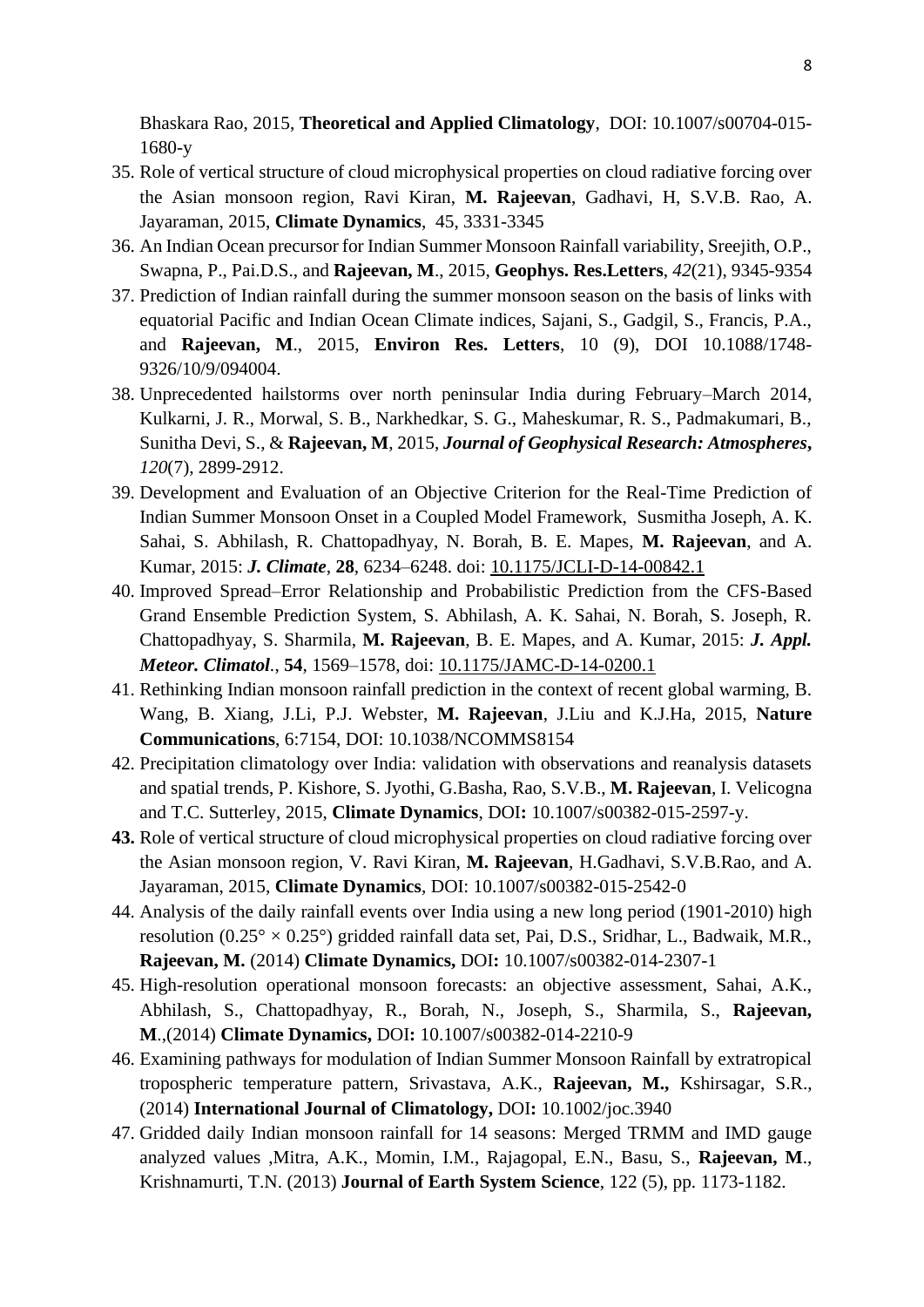Bhaskara Rao, 2015, **Theoretical and Applied Climatology**, DOI: 10.1007/s00704-015-1680-y

35. Role of vertical structure of cloud microphysical properties on cloud radiative forcing over the Asian monsoon region, Ravi Kiran, **M. Rajeevan**, Gadhavi, H, S.V.B. Rao, A. Jayaraman, 2015, **Climate Dynamics**, 45, 3331-3345
36. An Indian Ocean precursor for Indian Summer Monsoon Rainfall variability, Sreejith, O.P., Swapna, P., Pai.D.S., and **Rajeevan, M**., 2015, **Geophys. Res.Letters**, *42*(21), 9345-9354
37. Prediction of Indian rainfall during the summer monsoon season on the basis of links with equatorial Pacific and Indian Ocean Climate indices, Sajani, S., Gadgil, S., Francis, P.A., and **Rajeevan, M**., 2015, **Environ Res. Letters**, 10 (9), DOI 10.1088/1748-9326/10/9/094004.
38. Unprecedented hailstorms over north peninsular India during February–March 2014, Kulkarni, J. R., Morwal, S. B., Narkhedkar, S. G., Maheskumar, R. S., Padmakumari, B., Sunitha Devi, S., & **Rajeevan, M**, 2015, ***Journal of Geophysical Research: Atmospheres***, *120*(7), 2899-2912.
39. Development and Evaluation of an Objective Criterion for the Real-Time Prediction of Indian Summer Monsoon Onset in a Coupled Model Framework, Susmitha Joseph, A. K. Sahai, S. Abhilash, R. Chattopadhyay, N. Borah, B. E. Mapes, **M. Rajeevan**, and A. Kumar, 2015: ***J. Climate***, **28**, 6234–6248. doi: 10.1175/JCLI-D-14-00842.1
40. Improved Spread–Error Relationship and Probabilistic Prediction from the CFS-Based Grand Ensemble Prediction System, S. Abhilash, A. K. Sahai, N. Borah, S. Joseph, R. Chattopadhyay, S. Sharmila, **M. Rajeevan**, B. E. Mapes, and A. Kumar, 2015: ***J. Appl. Meteor. Climatol.***, **54**, 1569–1578, doi: 10.1175/JAMC-D-14-0200.1
41. Rethinking Indian monsoon rainfall prediction in the context of recent global warming, B. Wang, B. Xiang, J.Li, P.J. Webster, **M. Rajeevan**, J.Liu and K.J.Ha, 2015, **Nature Communications**, 6:7154, DOI: 10.1038/NCOMMS8154
42. Precipitation climatology over India: validation with observations and reanalysis datasets and spatial trends, P. Kishore, S. Jyothi, G.Basha, Rao, S.V.B., **M. Rajeevan**, I. Velicogna and T.C. Sutterley, 2015, **Climate Dynamics**, DOI**:** 10.1007/s00382-015-2597-y.
43. Role of vertical structure of cloud microphysical properties on cloud radiative forcing over the Asian monsoon region, V. Ravi Kiran, **M. Rajeevan**, H.Gadhavi, S.V.B.Rao, and A. Jayaraman, 2015, **Climate Dynamics**, DOI: 10.1007/s00382-015-2542-0
44. Analysis of the daily rainfall events over India using a new long period (1901-2010) high resolution (0.25° × 0.25°) gridded rainfall data set, Pai, D.S., Sridhar, L., Badwaik, M.R., **Rajeevan, M.** (2014) **Climate Dynamics,** DOI**:** 10.1007/s00382-014-2307-1
45. High-resolution operational monsoon forecasts: an objective assessment, Sahai, A.K., Abhilash, S., Chattopadhyay, R., Borah, N., Joseph, S., Sharmila, S., **Rajeevan, M**.,(2014) **Climate Dynamics,** DOI**:** 10.1007/s00382-014-2210-9
46. Examining pathways for modulation of Indian Summer Monsoon Rainfall by extratropical tropospheric temperature pattern, Srivastava, A.K., **Rajeevan, M.,** Kshirsagar, S.R., (2014) **International Journal of Climatology,** DOI**:** 10.1002/joc.3940
47. Gridded daily Indian monsoon rainfall for 14 seasons: Merged TRMM and IMD gauge analyzed values ,Mitra, A.K., Momin, I.M., Rajagopal, E.N., Basu, S., **Rajeevan, M**., Krishnamurti, T.N. (2013) **Journal of Earth System Science**, 122 (5), pp. 1173-1182.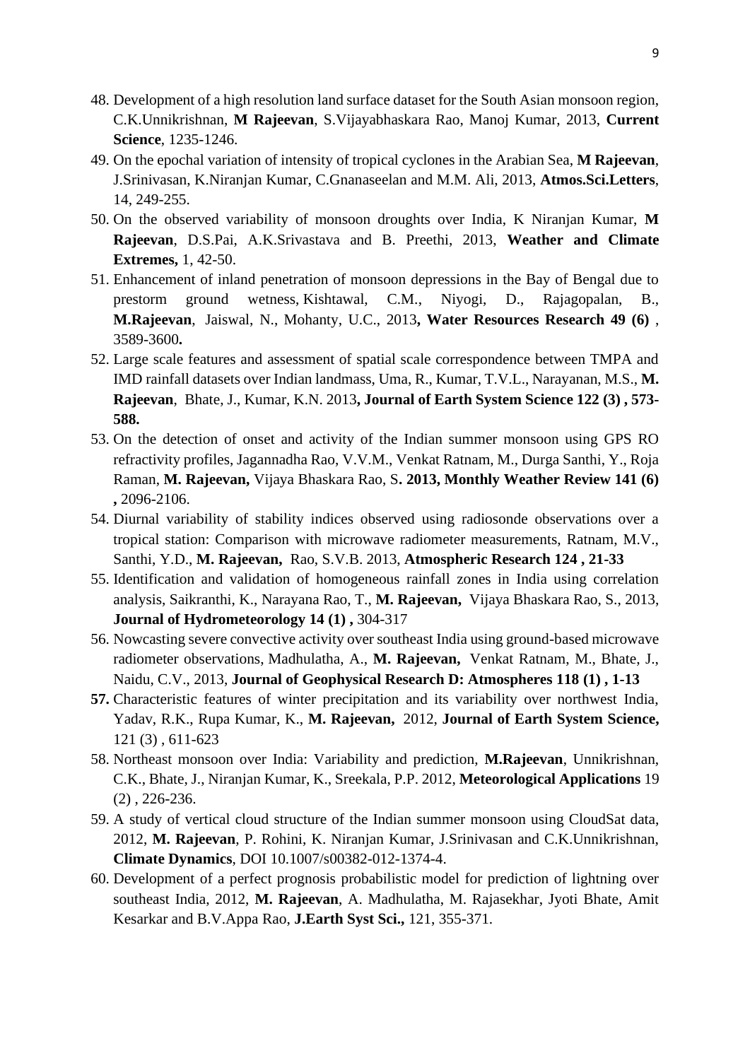48. Development of a high resolution land surface dataset for the South Asian monsoon region, C.K.Unnikrishnan, **M Rajeevan**, S.Vijayabhaskara Rao, Manoj Kumar, 2013, **Current Science**, 1235-1246.
49. On the epochal variation of intensity of tropical cyclones in the Arabian Sea, **M Rajeevan**, J.Srinivasan, K.Niranjan Kumar, C.Gnanaseelan and M.M. Ali, 2013, **Atmos.Sci.Letters**, 14, 249-255.
50. On the observed variability of monsoon droughts over India, K Niranjan Kumar, **M Rajeevan**, D.S.Pai, A.K.Srivastava and B. Preethi, 2013, **Weather and Climate Extremes,** 1, 42-50.
51. Enhancement of inland penetration of monsoon depressions in the Bay of Bengal due to prestorm ground wetness, Kishtawal, C.M., Niyogi, D., Rajagopalan, B., **M.Rajeevan**, Jaiswal, N., Mohanty, U.C., 2013**, Water Resources Research 49 (6)** , 3589-3600**.**
52. Large scale features and assessment of spatial scale correspondence between TMPA and IMD rainfall datasets over Indian landmass, Uma, R., Kumar, T.V.L., Narayanan, M.S., **M. Rajeevan**, Bhate, J., Kumar, K.N. 2013**, Journal of Earth System Science 122 (3) , 573-588.**
53. On the detection of onset and activity of the Indian summer monsoon using GPS RO refractivity profiles, Jagannadha Rao, V.V.M., Venkat Ratnam, M., Durga Santhi, Y., Roja Raman, **M. Rajeevan,** Vijaya Bhaskara Rao, S**. 2013, Monthly Weather Review 141 (6) ,** 2096-2106.
54. Diurnal variability of stability indices observed using radiosonde observations over a tropical station: Comparison with microwave radiometer measurements, Ratnam, M.V., Santhi, Y.D., **M. Rajeevan,** Rao, S.V.B. 2013, **Atmospheric Research 124 , 21-33**
55. Identification and validation of homogeneous rainfall zones in India using correlation analysis, Saikranthi, K., Narayana Rao, T., **M. Rajeevan,** Vijaya Bhaskara Rao, S., 2013, **Journal of Hydrometeorology 14 (1) ,** 304-317
56. Nowcasting severe convective activity over southeast India using ground-based microwave radiometer observations, Madhulatha, A., **M. Rajeevan,** Venkat Ratnam, M., Bhate, J., Naidu, C.V., 2013, **Journal of Geophysical Research D: Atmospheres 118 (1) , 1-13**
57. Characteristic features of winter precipitation and its variability over northwest India, Yadav, R.K., Rupa Kumar, K., **M. Rajeevan,** 2012, **Journal of Earth System Science,** 121 (3) , 611-623
58. Northeast monsoon over India: Variability and prediction, **M.Rajeevan**, Unnikrishnan, C.K., Bhate, J., Niranjan Kumar, K., Sreekala, P.P. 2012, **Meteorological Applications** 19 (2) , 226-236.
59. A study of vertical cloud structure of the Indian summer monsoon using CloudSat data, 2012, **M. Rajeevan**, P. Rohini, K. Niranjan Kumar, J.Srinivasan and C.K.Unnikrishnan, **Climate Dynamics**, DOI 10.1007/s00382-012-1374-4.
60. Development of a perfect prognosis probabilistic model for prediction of lightning over southeast India, 2012, **M. Rajeevan**, A. Madhulatha, M. Rajasekhar, Jyoti Bhate, Amit Kesarkar and B.V.Appa Rao, **J.Earth Syst Sci.,** 121, 355-371.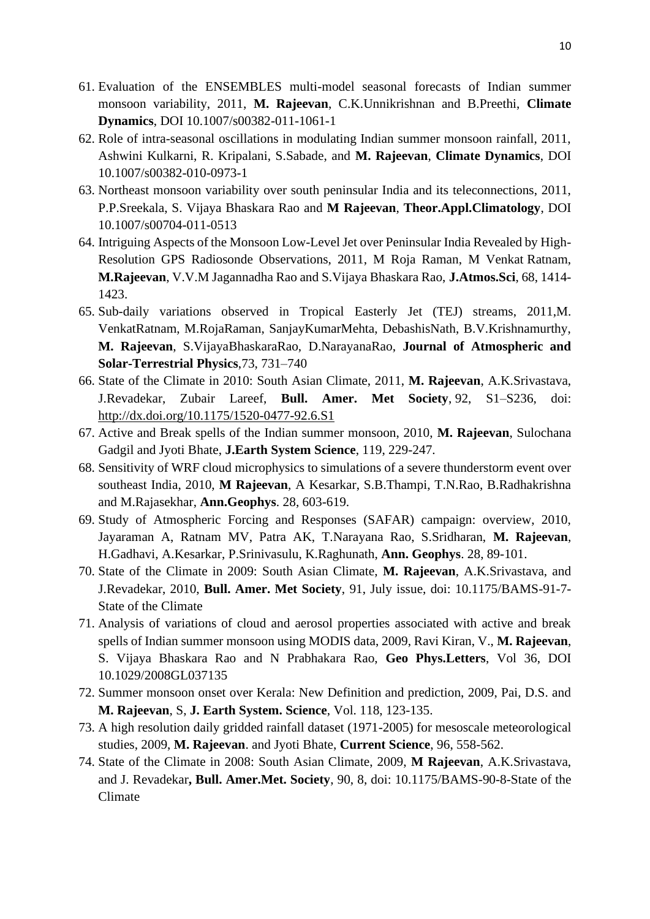61. Evaluation of the ENSEMBLES multi-model seasonal forecasts of Indian summer monsoon variability, 2011, **M. Rajeevan**, C.K.Unnikrishnan and B.Preethi, **Climate Dynamics**, DOI 10.1007/s00382-011-1061-1
62. Role of intra-seasonal oscillations in modulating Indian summer monsoon rainfall, 2011, Ashwini Kulkarni, R. Kripalani, S.Sabade, and **M. Rajeevan**, **Climate Dynamics**, DOI 10.1007/s00382-010-0973-1
63. Northeast monsoon variability over south peninsular India and its teleconnections, 2011, P.P.Sreekala, S. Vijaya Bhaskara Rao and **M Rajeevan**, **Theor.Appl.Climatology**, DOI 10.1007/s00704-011-0513
64. Intriguing Aspects of the Monsoon Low-Level Jet over Peninsular India Revealed by High-Resolution GPS Radiosonde Observations, 2011, M Roja Raman, M Venkat Ratnam, **M.Rajeevan**, V.V.M Jagannadha Rao and S.Vijaya Bhaskara Rao, **J.Atmos.Sci**, 68, 1414-1423.
65. Sub-daily variations observed in Tropical Easterly Jet (TEJ) streams, 2011,M. VenkatRatnam, M.RojaRaman, SanjayKumarMehta, DebashisNath, B.V.Krishnamurthy, **M. Rajeevan**, S.VijayaBhaskaraRao, D.NarayanaRao, **Journal of Atmospheric and Solar-Terrestrial Physics**,73, 731–740
66. State of the Climate in 2010: South Asian Climate, 2011, **M. Rajeevan**, A.K.Srivastava, J.Revadekar, Zubair Lareef, **Bull. Amer. Met Society**, 92, S1–S236, doi: http://dx.doi.org/10.1175/1520-0477-92.6.S1
67. Active and Break spells of the Indian summer monsoon, 2010, **M. Rajeevan**, Sulochana Gadgil and Jyoti Bhate, **J.Earth System Science**, 119, 229-247.
68. Sensitivity of WRF cloud microphysics to simulations of a severe thunderstorm event over southeast India, 2010, **M Rajeevan**, A Kesarkar, S.B.Thampi, T.N.Rao, B.Radhakrishna and M.Rajasekhar, **Ann.Geophys**. 28, 603-619.
69. Study of Atmospheric Forcing and Responses (SAFAR) campaign: overview, 2010, Jayaraman A, Ratnam MV, Patra AK, T.Narayana Rao, S.Sridharan, **M. Rajeevan**, H.Gadhavi, A.Kesarkar, P.Srinivasulu, K.Raghunath, **Ann. Geophys**. 28, 89-101.
70. State of the Climate in 2009: South Asian Climate, **M. Rajeevan**, A.K.Srivastava, and J.Revadekar, 2010, **Bull. Amer. Met Society**, 91, July issue, doi: 10.1175/BAMS-91-7-State of the Climate
71. Analysis of variations of cloud and aerosol properties associated with active and break spells of Indian summer monsoon using MODIS data, 2009, Ravi Kiran, V., **M. Rajeevan**, S. Vijaya Bhaskara Rao and N Prabhakara Rao, **Geo Phys.Letters**, Vol 36, DOI 10.1029/2008GL037135
72. Summer monsoon onset over Kerala: New Definition and prediction, 2009, Pai, D.S. and **M. Rajeevan**, S, **J. Earth System. Science**, Vol. 118, 123-135.
73. A high resolution daily gridded rainfall dataset (1971-2005) for mesoscale meteorological studies, 2009, **M. Rajeevan**. and Jyoti Bhate, **Current Science**, 96, 558-562.
74. State of the Climate in 2008: South Asian Climate, 2009, **M Rajeevan**, A.K.Srivastava, and J. Revadekar**, Bull. Amer.Met. Society**, 90, 8, doi: 10.1175/BAMS-90-8-State of the Climate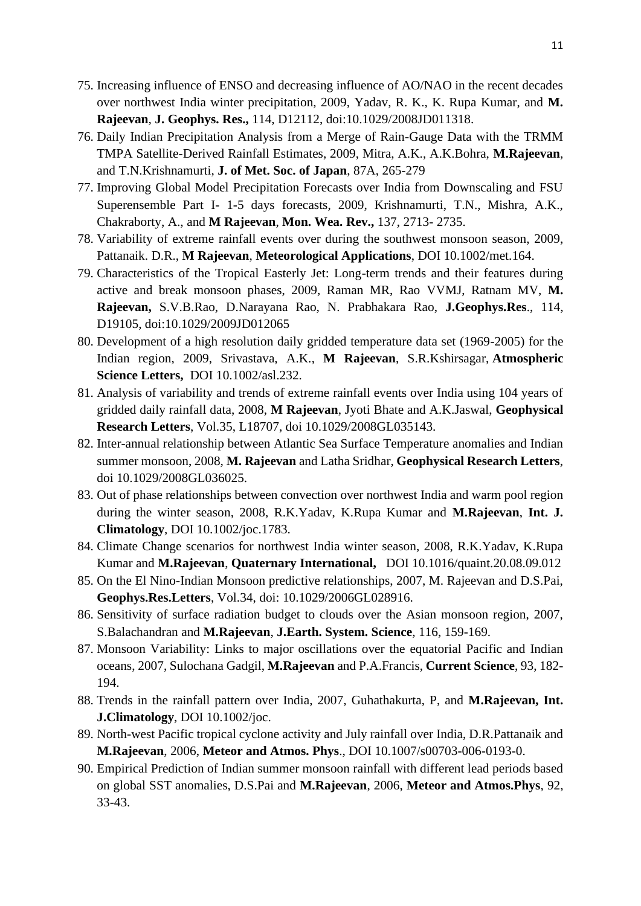75. Increasing influence of ENSO and decreasing influence of AO/NAO in the recent decades over northwest India winter precipitation, 2009, Yadav, R. K., K. Rupa Kumar, and **M. Rajeevan**, **J. Geophys. Res.,** 114, D12112, doi:10.1029/2008JD011318.
76. Daily Indian Precipitation Analysis from a Merge of Rain-Gauge Data with the TRMM TMPA Satellite-Derived Rainfall Estimates, 2009, Mitra, A.K., A.K.Bohra, **M.Rajeevan**, and T.N.Krishnamurti, **J. of Met. Soc. of Japan**, 87A, 265-279
77. Improving Global Model Precipitation Forecasts over India from Downscaling and FSU Superensemble Part I- 1-5 days forecasts, 2009, Krishnamurti, T.N., Mishra, A.K., Chakraborty, A., and **M Rajeevan**, **Mon. Wea. Rev.,** 137, 2713- 2735.
78. Variability of extreme rainfall events over during the southwest monsoon season, 2009, Pattanaik. D.R., **M Rajeevan**, **Meteorological Applications**, DOI 10.1002/met.164.
79. Characteristics of the Tropical Easterly Jet: Long-term trends and their features during active and break monsoon phases, 2009, Raman MR, Rao VVMJ, Ratnam MV, **M. Rajeevan,** S.V.B.Rao, D.Narayana Rao, N. Prabhakara Rao, **J.Geophys.Res**., 114, D19105, doi:10.1029/2009JD012065
80. Development of a high resolution daily gridded temperature data set (1969-2005) for the Indian region, 2009, Srivastava, A.K., **M Rajeevan**, S.R.Kshirsagar, **Atmospheric Science Letters,** DOI 10.1002/asl.232.
81. Analysis of variability and trends of extreme rainfall events over India using 104 years of gridded daily rainfall data, 2008, **M Rajeevan**, Jyoti Bhate and A.K.Jaswal, **Geophysical Research Letters**, Vol.35, L18707, doi 10.1029/2008GL035143.
82. Inter-annual relationship between Atlantic Sea Surface Temperature anomalies and Indian summer monsoon, 2008, **M. Rajeevan** and Latha Sridhar, **Geophysical Research Letters**, doi 10.1029/2008GL036025.
83. Out of phase relationships between convection over northwest India and warm pool region during the winter season, 2008, R.K.Yadav, K.Rupa Kumar and **M.Rajeevan**, **Int. J. Climatology**, DOI 10.1002/joc.1783.
84. Climate Change scenarios for northwest India winter season, 2008, R.K.Yadav, K.Rupa Kumar and **M.Rajeevan**, **Quaternary International,** DOI 10.1016/quaint.20.08.09.012
85. On the El Nino-Indian Monsoon predictive relationships, 2007, M. Rajeevan and D.S.Pai, **Geophys.Res.Letters**, Vol.34, doi: 10.1029/2006GL028916.
86. Sensitivity of surface radiation budget to clouds over the Asian monsoon region, 2007, S.Balachandran and **M.Rajeevan**, **J.Earth. System. Science**, 116, 159-169.
87. Monsoon Variability: Links to major oscillations over the equatorial Pacific and Indian oceans, 2007, Sulochana Gadgil, **M.Rajeevan** and P.A.Francis, **Current Science**, 93, 182-194.
88. Trends in the rainfall pattern over India, 2007, Guhathakurta, P, and **M.Rajeevan, Int. J.Climatology**, DOI 10.1002/joc.
89. North-west Pacific tropical cyclone activity and July rainfall over India, D.R.Pattanaik and **M.Rajeevan**, 2006, **Meteor and Atmos. Phys**., DOI 10.1007/s00703-006-0193-0.
90. Empirical Prediction of Indian summer monsoon rainfall with different lead periods based on global SST anomalies, D.S.Pai and **M.Rajeevan**, 2006, **Meteor and Atmos.Phys**, 92, 33-43.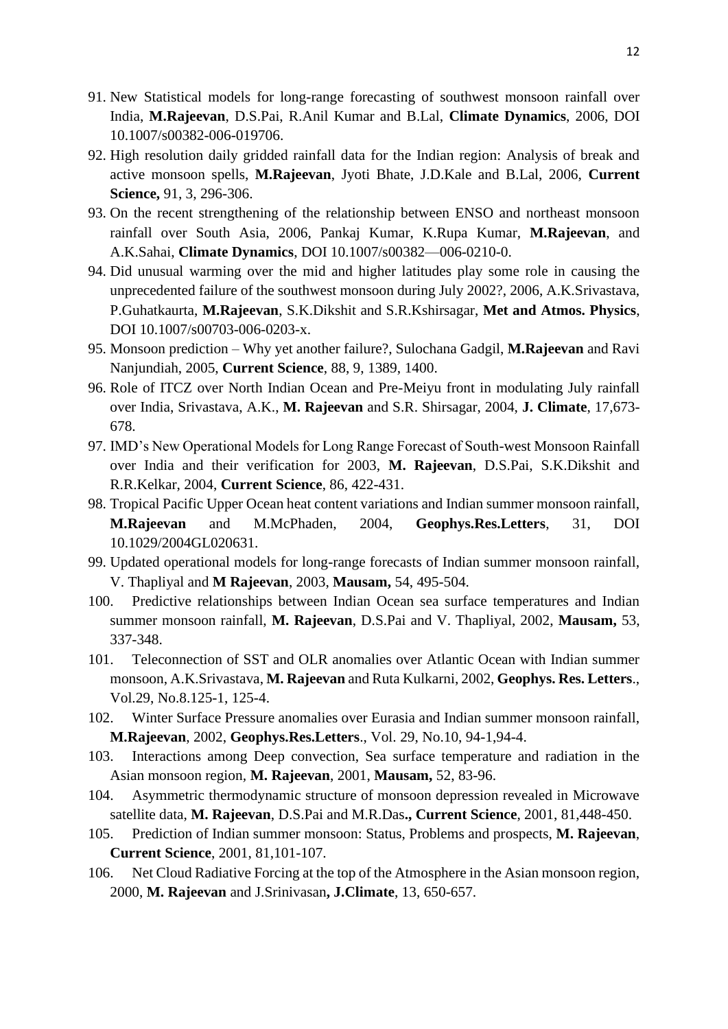91. New Statistical models for long-range forecasting of southwest monsoon rainfall over India, **M.Rajeevan**, D.S.Pai, R.Anil Kumar and B.Lal, **Climate Dynamics**, 2006, DOI 10.1007/s00382-006-019706.
92. High resolution daily gridded rainfall data for the Indian region: Analysis of break and active monsoon spells, **M.Rajeevan**, Jyoti Bhate, J.D.Kale and B.Lal, 2006, **Current Science,** 91, 3, 296-306.
93. On the recent strengthening of the relationship between ENSO and northeast monsoon rainfall over South Asia, 2006, Pankaj Kumar, K.Rupa Kumar, **M.Rajeevan**, and A.K.Sahai, **Climate Dynamics**, DOI 10.1007/s00382—006-0210-0.
94. Did unusual warming over the mid and higher latitudes play some role in causing the unprecedented failure of the southwest monsoon during July 2002?, 2006, A.K.Srivastava, P.Guhatkaurta, **M.Rajeevan**, S.K.Dikshit and S.R.Kshirsagar, **Met and Atmos. Physics**, DOI 10.1007/s00703-006-0203-x.
95. Monsoon prediction – Why yet another failure?, Sulochana Gadgil, **M.Rajeevan** and Ravi Nanjundiah, 2005, **Current Science**, 88, 9, 1389, 1400.
96. Role of ITCZ over North Indian Ocean and Pre-Meiyu front in modulating July rainfall over India, Srivastava, A.K., **M. Rajeevan** and S.R. Shirsagar, 2004, **J. Climate**, 17,673-678.
97. IMD's New Operational Models for Long Range Forecast of South-west Monsoon Rainfall over India and their verification for 2003, **M. Rajeevan**, D.S.Pai, S.K.Dikshit and R.R.Kelkar, 2004, **Current Science**, 86, 422-431.
98. Tropical Pacific Upper Ocean heat content variations and Indian summer monsoon rainfall, **M.Rajeevan** and M.McPhaden, 2004, **Geophys.Res.Letters**, 31, DOI 10.1029/2004GL020631.
99. Updated operational models for long-range forecasts of Indian summer monsoon rainfall, V. Thapliyal and **M Rajeevan**, 2003, **Mausam,** 54, 495-504.
100. Predictive relationships between Indian Ocean sea surface temperatures and Indian summer monsoon rainfall, **M. Rajeevan**, D.S.Pai and V. Thapliyal, 2002, **Mausam,** 53, 337-348.
101. Teleconnection of SST and OLR anomalies over Atlantic Ocean with Indian summer monsoon, A.K.Srivastava, **M. Rajeevan** and Ruta Kulkarni, 2002, **Geophys. Res. Letters**., Vol.29, No.8.125-1, 125-4.
102. Winter Surface Pressure anomalies over Eurasia and Indian summer monsoon rainfall, **M.Rajeevan**, 2002, **Geophys.Res.Letters**., Vol. 29, No.10, 94-1,94-4.
103. Interactions among Deep convection, Sea surface temperature and radiation in the Asian monsoon region, **M. Rajeevan**, 2001, **Mausam,** 52, 83-96.
104. Asymmetric thermodynamic structure of monsoon depression revealed in Microwave satellite data, **M. Rajeevan**, D.S.Pai and M.R.Das**., Current Science**, 2001, 81,448-450.
105. Prediction of Indian summer monsoon: Status, Problems and prospects, **M. Rajeevan**, **Current Science**, 2001, 81,101-107.
106. Net Cloud Radiative Forcing at the top of the Atmosphere in the Asian monsoon region, 2000, **M. Rajeevan** and J.Srinivasan**, J.Climate**, 13, 650-657.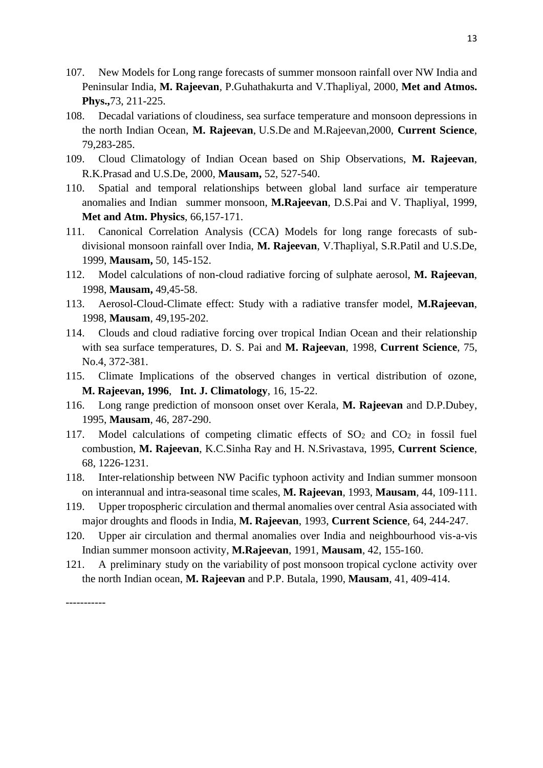107. New Models for Long range forecasts of summer monsoon rainfall over NW India and Peninsular India, **M. Rajeevan**, P.Guhathakurta and V.Thapliyal, 2000, **Met and Atmos. Phys.,**73, 211-225.
108. Decadal variations of cloudiness, sea surface temperature and monsoon depressions in the north Indian Ocean, **M. Rajeevan**, U.S.De and M.Rajeevan,2000, **Current Science**, 79,283-285.
109. Cloud Climatology of Indian Ocean based on Ship Observations, **M. Rajeevan**, R.K.Prasad and U.S.De, 2000, **Mausam,** 52, 527-540.
110. Spatial and temporal relationships between global land surface air temperature anomalies and Indian summer monsoon, **M.Rajeevan**, D.S.Pai and V. Thapliyal, 1999, **Met and Atm. Physics**, 66,157-171.
111. Canonical Correlation Analysis (CCA) Models for long range forecasts of sub-divisional monsoon rainfall over India, **M. Rajeevan**, V.Thapliyal, S.R.Patil and U.S.De, 1999, **Mausam,** 50, 145-152.
112. Model calculations of non-cloud radiative forcing of sulphate aerosol, **M. Rajeevan**, 1998, **Mausam,** 49,45-58.
113. Aerosol-Cloud-Climate effect: Study with a radiative transfer model, **M.Rajeevan**, 1998, **Mausam**, 49,195-202.
114. Clouds and cloud radiative forcing over tropical Indian Ocean and their relationship with sea surface temperatures, D. S. Pai and **M. Rajeevan**, 1998, **Current Science**, 75, No.4, 372-381.
115. Climate Implications of the observed changes in vertical distribution of ozone, **M. Rajeevan, 1996**, **Int. J. Climatology**, 16, 15-22.
116. Long range prediction of monsoon onset over Kerala, **M. Rajeevan** and D.P.Dubey, 1995, **Mausam**, 46, 287-290.
117. Model calculations of competing climatic effects of $SO_2$ and $CO_2$ in fossil fuel combustion, **M. Rajeevan**, K.C.Sinha Ray and H. N.Srivastava, 1995, **Current Science**, 68, 1226-1231.
118. Inter-relationship between NW Pacific typhoon activity and Indian summer monsoon on interannual and intra-seasonal time scales, **M. Rajeevan**, 1993, **Mausam**, 44, 109-111.
119. Upper tropospheric circulation and thermal anomalies over central Asia associated with major droughts and floods in India, **M. Rajeevan**, 1993, **Current Science**, 64, 244-247.
120. Upper air circulation and thermal anomalies over India and neighbourhood vis-a-vis Indian summer monsoon activity, **M.Rajeevan**, 1991, **Mausam**, 42, 155-160.
121. A preliminary study on the variability of post monsoon tropical cyclone activity over the north Indian ocean, **M. Rajeevan** and P.P. Butala, 1990, **Mausam**, 41, 409-414.

-----------